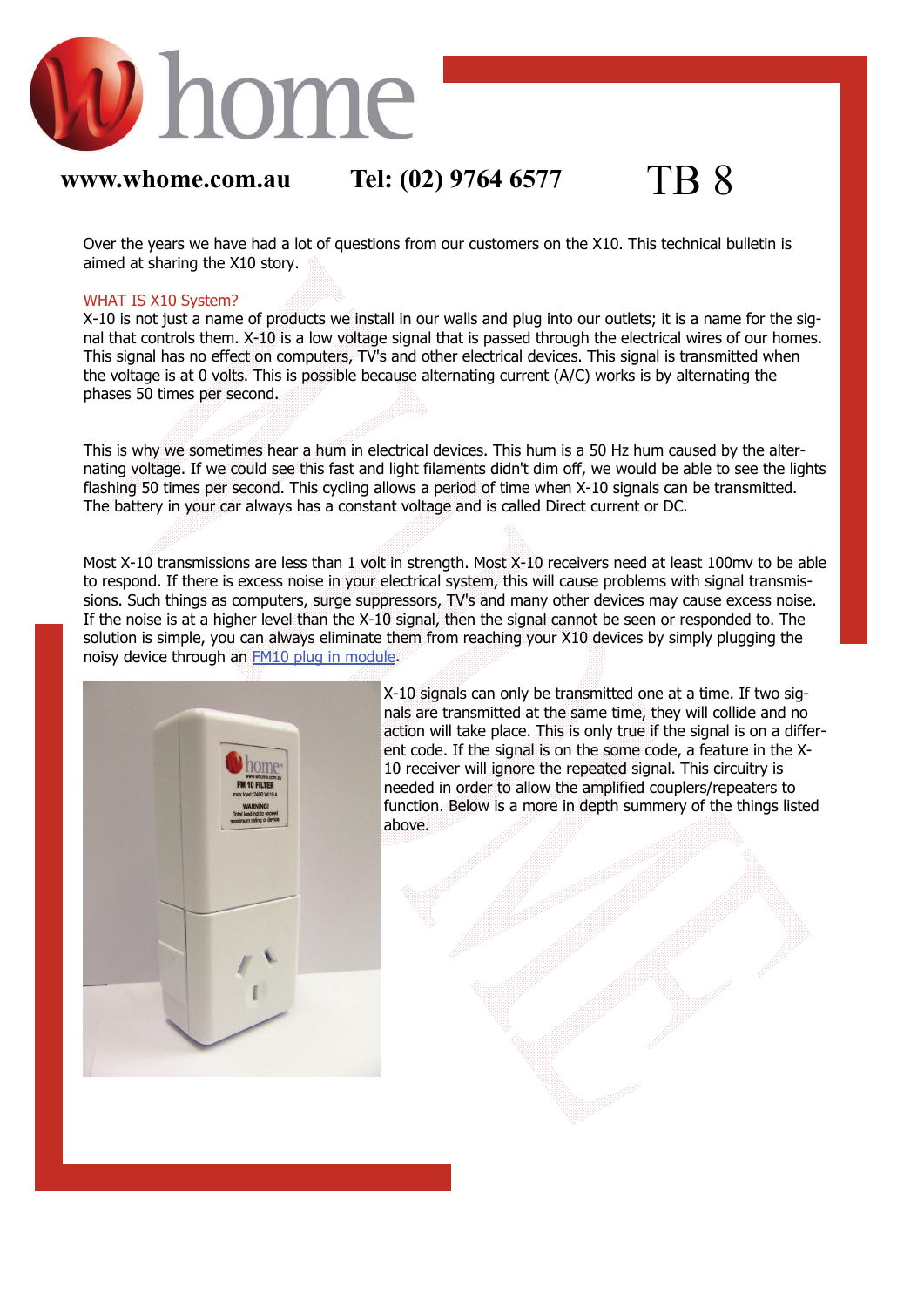# home

**www.whome.com.au** **Tel: (02) 9764 6577** TB 8

Over the years we have had a lot of questions from our customers on the X10. This technical bulletin is aimed at sharing the X10 story.

## WHAT IS X10 System?

X-10 is not just a name of products we install in our walls and plug into our outlets; it is a name for the signal that controls them. X-10 is a low voltage signal that is passed through the electrical wires of our homes. This signal has no effect on computers, TV's and other electrical devices. This signal is transmitted when the voltage is at 0 volts. This is possible because alternating current (A/C) works is by alternating the phases 50 times per second.

This is why we sometimes hear a hum in electrical devices. This hum is a 50 Hz hum caused by the alternating voltage. If we could see this fast and light filaments didn't dim off, we would be able to see the lights flashing 50 times per second. This cycling allows a period of time when X-10 signals can be transmitted. The battery in your car always has a constant voltage and is called Direct current or DC.

Most X-10 transmissions are less than 1 volt in strength. Most X-10 receivers need at least 100mv to be able to respond. If there is excess noise in your electrical system, this will cause problems with signal transmissions. Such things as computers, surge suppressors, TV's and many other devices may cause excess noise. If the noise is at a higher level than the X-10 signal, then the signal cannot be seen or responded to. The solution is simple, you can always eliminate them from reaching your X10 devices by simply plugging the noisy device through an [FM10 plug in module](FM10 plug in module).

X-10 signals can only be transmitted one at a time. If two signals are transmitted at the same time, they will collide and no action will take place. This is only true if the signal is on a different code. If the signal is on the some code, a feature in the X-10 receiver will ignore the repeated signal. This circuitry is needed in order to allow the amplified couplers/repeaters to function. Below is a more in depth summery of the things listed above.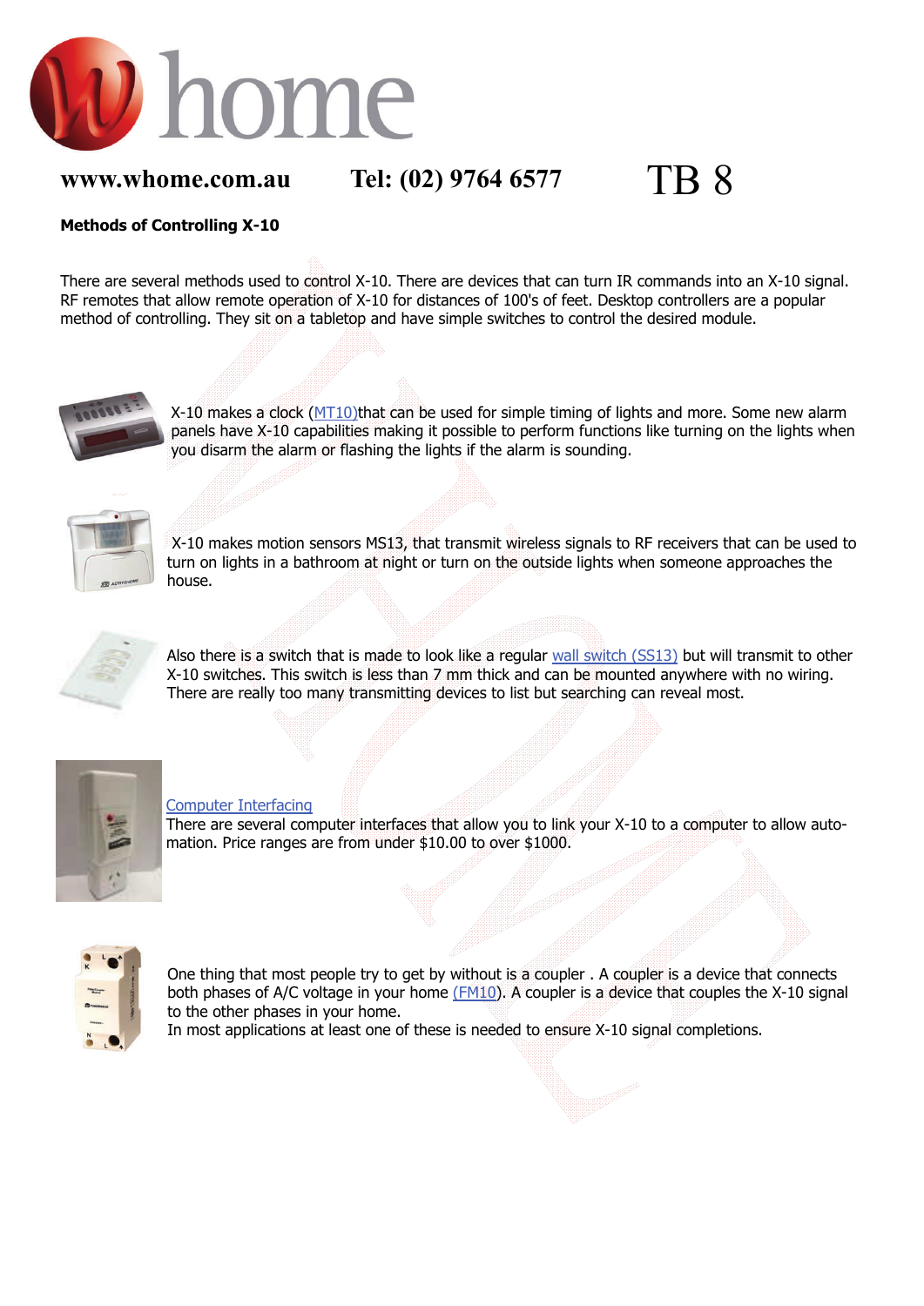www.whome.com.au Tel: (02) 9764 6577 TB 8

**Methods of Controlling X-10**

There are several methods used to control X-10. There are devices that can turn IR commands into an X-10 signal. RF remotes that allow remote operation of X-10 for distances of 100's of feet. Desktop controllers are a popular method of controlling. They sit on a tabletop and have simple switches to control the desired module.

X-10 makes a clock (MT10)that can be used for simple timing of lights and more. Some new alarm panels have X-10 capabilities making it possible to perform functions like turning on the lights when you disarm the alarm or flashing the lights if the alarm is sounding.

X-10 makes motion sensors MS13, that transmit wireless signals to RF receivers that can be used to turn on lights in a bathroom at night or turn on the outside lights when someone approaches the house.

Also there is a switch that is made to look like a regular wall switch (SS13) but will transmit to other X-10 switches. This switch is less than 7 mm thick and can be mounted anywhere with no wiring. There are really too many transmitting devices to list but searching can reveal most.

Computer Interfacing
There are several computer interfaces that allow you to link your X-10 to a computer to allow automation. Price ranges are from under $10.00 to over $1000.

One thing that most people try to get by without is a coupler . A coupler is a device that connects both phases of A/C voltage in your home (FM10). A coupler is a device that couples the X-10 signal to the other phases in your home.
In most applications at least one of these is needed to ensure X-10 signal completions.